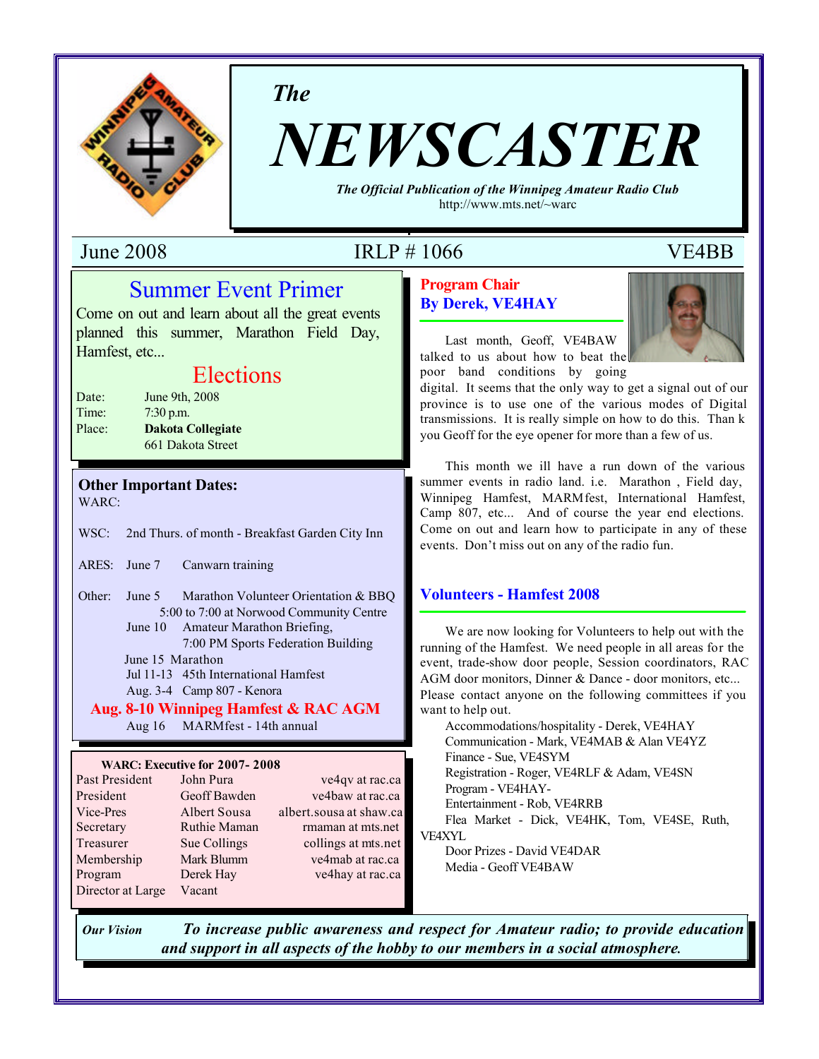*The*

# NEWSCASTER

***The Official Publication of the Winnipeg Amateur Radio Club***
http://www.mts.net/~warc

June 2008 | IRLP # 1066 | VE4BB

## Summer Event Primer

Come on out and learn about all the great events planned this summer, Marathon Field Day, Hamfest, etc...

## Elections

Date: June 9th, 2008
Time: 7:30 p.m.
Place: **Dakota Collegiate**
661 Dakota Street

### Other Important Dates:

WARC:

WSC: 2nd Thurs. of month - Breakfast Garden City Inn

ARES: June 7 Canwarn training

Other: June 5 Marathon Volunteer Orientation & BBQ
5:00 to 7:00 at Norwood Community Centre
June 10 Amateur Marathon Briefing,
7:00 PM Sports Federation Building
June 15 Marathon
Jul 11-13 45th International Hamfest
Aug. 3-4 Camp 807 - Kenora
**Aug. 8-10 Winnipeg Hamfest & RAC AGM**
Aug 16 MARMfest - 14th annual

**WARC: Executive for 2007- 2008**

| | | |
|---|---|---|
| Past President | John Pura | ve4qv at rac.ca |
| President | Geoff Bawden | ve4baw at rac.ca |
| Vice-Pres | Albert Sousa | albert.sousa at shaw.ca |
| Secretary | Ruthie Maman | rmaman at mts.net |
| Treasurer | Sue Collings | collings at mts.net |
| Membership | Mark Blumm | ve4mab at rac.ca |
| Program | Derek Hay | ve4hay at rac.ca |
| Director at Large | Vacant | |

## Program Chair
## By Derek, VE4HAY

Last month, Geoff, VE4BAW talked to us about how to beat the poor band conditions by going digital. It seems that the only way to get a signal out of our province is to use one of the various modes of Digital transmissions. It is really simple on how to do this. Than k you Geoff for the eye opener for more than a few of us.

This month we ill have a run down of the various summer events in radio land. i.e. Marathon , Field day, Winnipeg Hamfest, MARMfest, International Hamfest, Camp 807, etc... And of course the year end elections. Come on out and learn how to participate in any of these events. Don't miss out on any of the radio fun.

## Volunteers - Hamfest 2008

We are now looking for Volunteers to help out with the running of the Hamfest. We need people in all areas for the event, trade-show door people, Session coordinators, RAC AGM door monitors, Dinner & Dance - door monitors, etc... Please contact anyone on the following committees if you want to help out.

Accommodations/hospitality - Derek, VE4HAY
Communication - Mark, VE4MAB & Alan VE4YZ
Finance - Sue, VE4SYM
Registration - Roger, VE4RLF & Adam, VE4SN
Program - VE4HAY-
Entertainment - Rob, VE4RRB
Flea Market - Dick, VE4HK, Tom, VE4SE, Ruth, VE4XYL
Door Prizes - David VE4DAR
Media - Geoff VE4BAW

***Our Vision*** ***To increase public awareness and respect for Amateur radio; to provide education and support in all aspects of the hobby to our members in a social atmosphere.***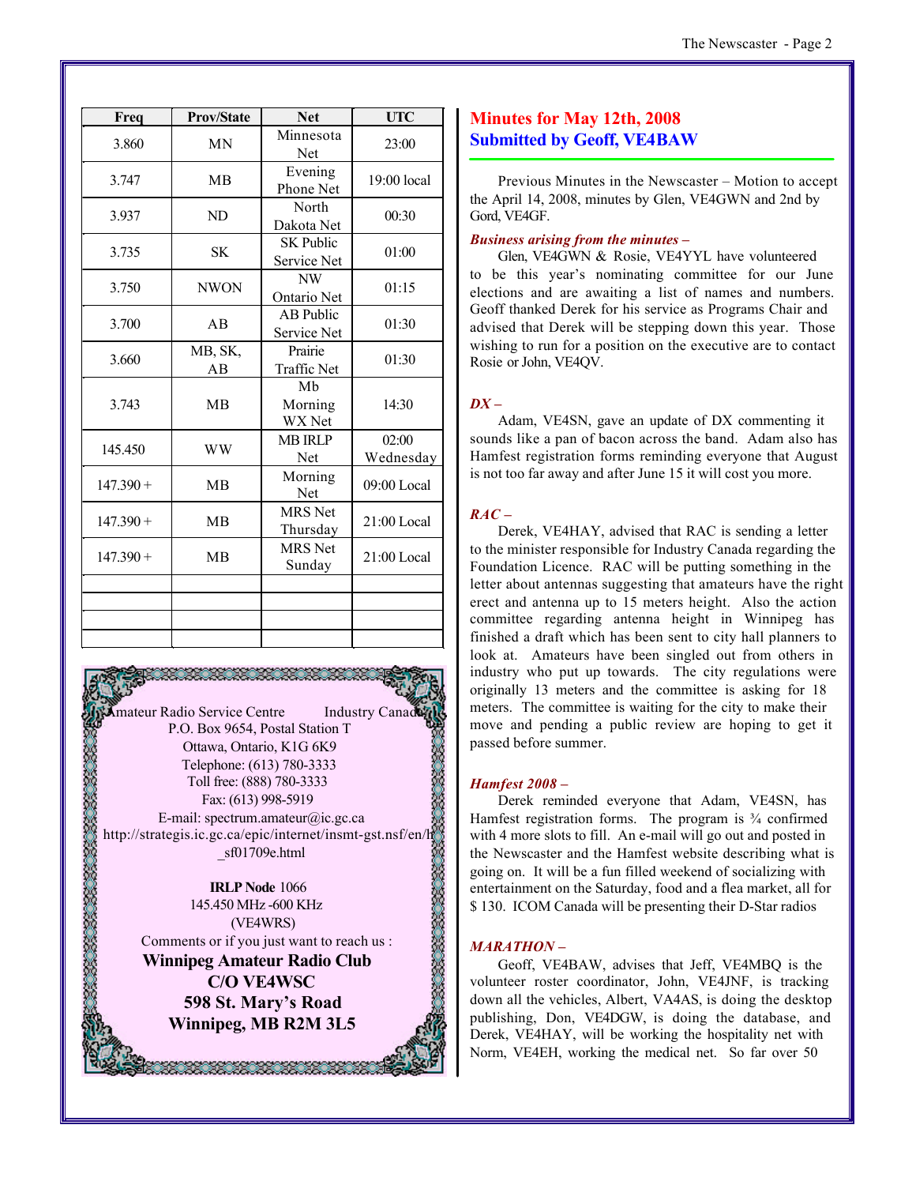| Freq | Prov/State | Net | UTC |
|---|---|---|---|
| 3.860 | MN | Minnesota Net | 23:00 |
| 3.747 | MB | Evening Phone Net | 19:00 local |
| 3.937 | ND | North Dakota Net | 00:30 |
| 3.735 | SK | SK Public Service Net | 01:00 |
| 3.750 | NWON | NW Ontario Net | 01:15 |
| 3.700 | AB | AB Public Service Net | 01:30 |
| 3.660 | MB, SK, AB | Prairie Traffic Net | 01:30 |
| 3.743 | MB | Mb Morning WX Net | 14:30 |
| 145.450 | WW | MB IRLP Net | 02:00 Wednesday |
| 147.390 + | MB | Morning Net | 09:00 Local |
| 147.390 + | MB | MRS Net Thursday | 21:00 Local |
| 147.390 + | MB | MRS Net Sunday | 21:00 Local |
| | | | |
| | | | |
| | | | |
| | | | |

Amateur Radio Service Centre Industry Canada
P.O. Box 9654, Postal Station T
Ottawa, Ontario, K1G 6K9
Telephone: (613) 780-3333
Toll free: (888) 780-3333
Fax: (613) 998-5919
E-mail: spectrum.amateur@ic.gc.ca
http://strategis.ic.gc.ca/epic/internet/insmt-gst.nsf/en/h_sf01709e.html

**IRLP Node** 1066
145.450 MHz -600 KHz
(VE4WRS)

Comments or if you just want to reach us :

**Winnipeg Amateur Radio Club**
**C/O VE4WSC**
**598 St. Mary's Road**
**Winnipeg, MB R2M 3L5**

## Minutes for May 12th, 2008
## Submitted by Geoff, VE4BAW

Previous Minutes in the Newscaster – Motion to accept the April 14, 2008, minutes by Glen, VE4GWN and 2nd by Gord, VE4GF.

***Business arising from the minutes –***

Glen, VE4GWN & Rosie, VE4YYL have volunteered to be this year's nominating committee for our June elections and are awaiting a list of names and numbers. Geoff thanked Derek for his service as Programs Chair and advised that Derek will be stepping down this year. Those wishing to run for a position on the executive are to contact Rosie or John, VE4QV.

***DX –***

Adam, VE4SN, gave an update of DX commenting it sounds like a pan of bacon across the band. Adam also has Hamfest registration forms reminding everyone that August is not too far away and after June 15 it will cost you more.

***RAC –***

Derek, VE4HAY, advised that RAC is sending a letter to the minister responsible for Industry Canada regarding the Foundation Licence. RAC will be putting something in the letter about antennas suggesting that amateurs have the right erect and antenna up to 15 meters height. Also the action committee regarding antenna height in Winnipeg has finished a draft which has been sent to city hall planners to look at. Amateurs have been singled out from others in industry who put up towers. The city regulations were originally 13 meters and the committee is asking for 18 meters. The committee is waiting for the city to make their move and pending a public review are hoping to get it passed before summer.

***Hamfest 2008 –***

Derek reminded everyone that Adam, VE4SN, has Hamfest registration forms. The program is ¾ confirmed with 4 more slots to fill. An e-mail will go out and posted in the Newscaster and the Hamfest website describing what is going on. It will be a fun filled weekend of socializing with entertainment on the Saturday, food and a flea market, all for $ 130. ICOM Canada will be presenting their D-Star radios

***MARATHON –***

Geoff, VE4BAW, advises that Jeff, VE4MBQ is the volunteer roster coordinator, John, VE4JNF, is tracking down all the vehicles, Albert, VA4AS, is doing the desktop publishing, Don, VE4DGW, is doing the database, and Derek, VE4HAY, will be working the hospitality net with Norm, VE4EH, working the medical net. So far over 50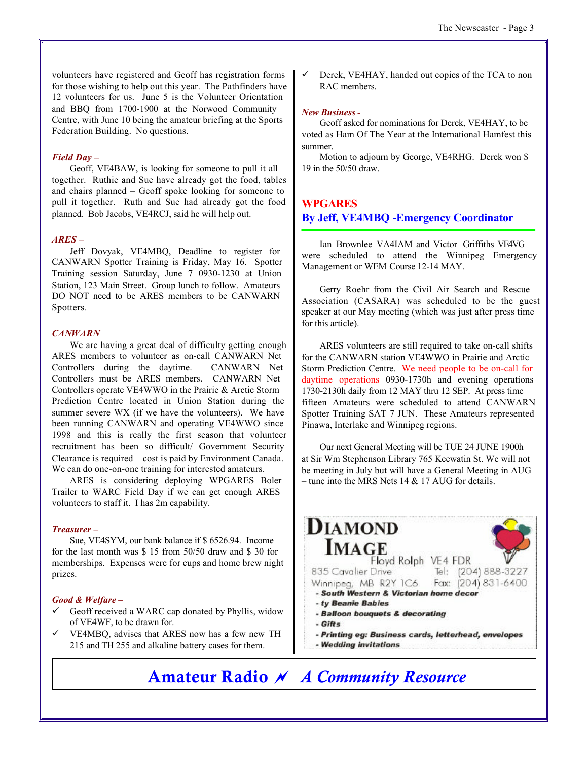volunteers have registered and Geoff has registration forms for those wishing to help out this year. The Pathfinders have 12 volunteers for us. June 5 is the Volunteer Orientation and BBQ from 1700-1900 at the Norwood Community Centre, with June 10 being the amateur briefing at the Sports Federation Building. No questions.

### *Field Day –*

Geoff, VE4BAW, is looking for someone to pull it all together. Ruthie and Sue have already got the food, tables and chairs planned – Geoff spoke looking for someone to pull it together. Ruth and Sue had already got the food planned. Bob Jacobs, VE4RCJ, said he will help out.

### *ARES –*

Jeff Dovyak, VE4MBQ, Deadline to register for CANWARN Spotter Training is Friday, May 16. Spotter Training session Saturday, June 7 0930-1230 at Union Station, 123 Main Street. Group lunch to follow. Amateurs DO NOT need to be ARES members to be CANWARN Spotters.

### *CANWARN*

We are having a great deal of difficulty getting enough ARES members to volunteer as on-call CANWARN Net Controllers during the daytime. CANWARN Net Controllers must be ARES members. CANWARN Net Controllers operate VE4WWO in the Prairie & Arctic Storm Prediction Centre located in Union Station during the summer severe WX (if we have the volunteers). We have been running CANWARN and operating VE4WWO since 1998 and this is really the first season that volunteer recruitment has been so difficult/ Government Security Clearance is required – cost is paid by Environment Canada. We can do one-on-one training for interested amateurs.

ARES is considering deploying WPGARES Boler Trailer to WARC Field Day if we can get enough ARES volunteers to staff it. I has 2m capability.

### *Treasurer –*

Sue, VE4SYM, our bank balance if $ 6526.94. Income for the last month was $ 15 from 50/50 draw and $ 30 for memberships. Expenses were for cups and home brew night prizes.

### *Good & Welfare –*

- ✓ Geoff received a WARC cap donated by Phyllis, widow of VE4WF, to be drawn for.
- ✓ VE4MBQ, advises that ARES now has a few new TH 215 and TH 255 and alkaline battery cases for them.
- ✓ Derek, VE4HAY, handed out copies of the TCA to non RAC members.

### *New Business -*

Geoff asked for nominations for Derek, VE4HAY, to be voted as Ham Of The Year at the International Hamfest this summer.

Motion to adjourn by George, VE4RHG. Derek won $ 19 in the 50/50 draw.

## WPGARES
## By Jeff, VE4MBQ -Emergency Coordinator

Ian Brownlee VA4IAM and Victor Griffiths VE4VG were scheduled to attend the Winnipeg Emergency Management or WEM Course 12-14 MAY.

Gerry Roehr from the Civil Air Search and Rescue Association (CASARA) was scheduled to be the guest speaker at our May meeting (which was just after press time for this article).

ARES volunteers are still required to take on-call shifts for the CANWARN station VE4WWO in Prairie and Arctic Storm Prediction Centre. We need people to be on-call for daytime operations 0930-1730h and evening operations 1730-2130h daily from 12 MAY thru 12 SEP. At press time fifteen Amateurs were scheduled to attend CANWARN Spotter Training SAT 7 JUN. These Amateurs represented Pinawa, Interlake and Winnipeg regions.

Our next General Meeting will be TUE 24 JUNE 1900h at Sir Wm Stephenson Library 765 Keewatin St. We will not be meeting in July but will have a General Meeting in AUG – tune into the MRS Nets 14 & 17 AUG for details.

**DIAMOND IMAGE**
Floyd Rolph VE4 FDR
835 Cavalier Drive Tel: (204) 888-3227
Winnipeg, MB R2Y 1C6 Fax: (204) 831-6400

- South Western & Victorian home decor
- ty Beanie Babies
- Balloon bouquets & decorating
- Gifts
- Printing eg: Business cards, letterhead, envelopes
- Wedding invitations

**Amateur Radio ⚡ A Community Resource**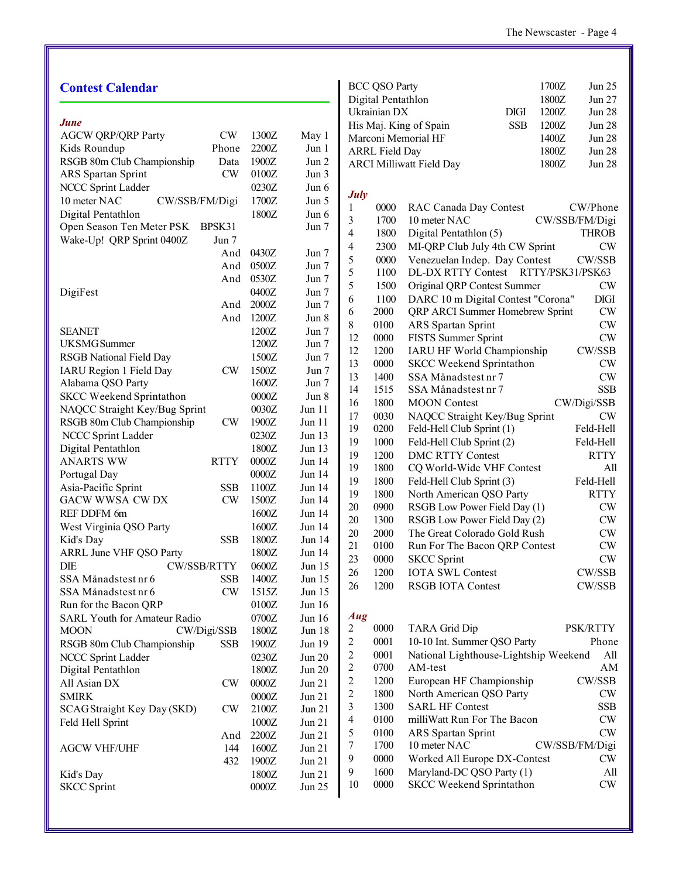## Contest Calendar

***June***

| Contest | Mode | Time | Date |
|---|---|---|---|
| AGCW QRP/QRP Party | CW | 1300Z | May 1 |
| Kids Roundup | Phone | 2200Z | Jun 1 |
| RSGB 80m Club Championship | Data | 1900Z | Jun 2 |
| ARS Spartan Sprint | CW | 0100Z | Jun 3 |
| NCCC Sprint Ladder | | 0230Z | Jun 6 |
| 10 meter NAC | CW/SSB/FM/Digi | 1700Z | Jun 5 |
| Digital Pentathlon | | 1800Z | Jun 6 |
| Open Season Ten Meter PSK | BPSK31 | | Jun 7 |
| Wake-Up! QRP Sprint 0400Z | Jun 7 | | |
| | And | 0430Z | Jun 7 |
| | And | 0500Z | Jun 7 |
| | And | 0530Z | Jun 7 |
| DigiFest | | 0400Z | Jun 7 |
| | And | 2000Z | Jun 7 |
| | And | 1200Z | Jun 8 |
| SEANET | | 1200Z | Jun 7 |
| UKSMG Summer | | 1200Z | Jun 7 |
| RSGB National Field Day | | 1500Z | Jun 7 |
| IARU Region 1 Field Day | CW | 1500Z | Jun 7 |
| Alabama QSO Party | | 1600Z | Jun 7 |
| SKCC Weekend Sprintathon | | 0000Z | Jun 8 |
| NAQCC Straight Key/Bug Sprint | | 0030Z | Jun 11 |
| RSGB 80m Club Championship | CW | 1900Z | Jun 11 |
| NCCC Sprint Ladder | | 0230Z | Jun 13 |
| Digital Pentathlon | | 1800Z | Jun 13 |
| ANARTS WW | RTTY | 0000Z | Jun 14 |
| Portugal Day | | 0000Z | Jun 14 |
| Asia-Pacific Sprint | SSB | 1100Z | Jun 14 |
| GACW WWSA CW DX | CW | 1500Z | Jun 14 |
| REF DDFM 6m | | 1600Z | Jun 14 |
| West Virginia QSO Party | | 1600Z | Jun 14 |
| Kid's Day | SSB | 1800Z | Jun 14 |
| ARRL June VHF QSO Party | | 1800Z | Jun 14 |
| DIE | CW/SSB/RTTY | 0600Z | Jun 15 |
| SSA Månadstest nr 6 | SSB | 1400Z | Jun 15 |
| SSA Månadstest nr 6 | CW | 1515Z | Jun 15 |
| Run for the Bacon QRP | | 0100Z | Jun 16 |
| SARL Youth for Amateur Radio | | 0700Z | Jun 16 |
| MOON | CW/Digi/SSB | 1800Z | Jun 18 |
| RSGB 80m Club Championship | SSB | 1900Z | Jun 19 |
| NCCC Sprint Ladder | | 0230Z | Jun 20 |
| Digital Pentathlon | | 1800Z | Jun 20 |
| All Asian DX | CW | 0000Z | Jun 21 |
| SMIRK | | 0000Z | Jun 21 |
| SCAG Straight Key Day (SKD) | CW | 2100Z | Jun 21 |
| Feld Hell Sprint | | 1000Z | Jun 21 |
| | And | 2200Z | Jun 21 |
| AGCW VHF/UHF | 144 | 1600Z | Jun 21 |
| | 432 | 1900Z | Jun 21 |
| Kid's Day | | 1800Z | Jun 21 |
| SKCC Sprint | | 0000Z | Jun 25 |
| BCC QSO Party | | 1700Z | Jun 25 |
| Digital Pentathlon | | 1800Z | Jun 27 |
| Ukrainian DX | DIGI | 1200Z | Jun 28 |
| His Maj. King of Spain | SSB | 1200Z | Jun 28 |
| Marconi Memorial HF | | 1400Z | Jun 28 |
| ARRL Field Day | | 1800Z | Jun 28 |
| ARCI Milliwatt Field Day | | 1800Z | Jun 28 |

***July***

| Date | Time | Contest | Mode |
|---|---|---|---|
| 1 | 0000 | RAC Canada Day Contest | CW/Phone |
| 3 | 1700 | 10 meter NAC | CW/SSB/FM/Digi |
| 4 | 1800 | Digital Pentathlon (5) | THROB |
| 4 | 2300 | MI-QRP Club July 4th CW Sprint | CW |
| 5 | 0000 | Venezuelan Indep. Day Contest | CW/SSB |
| 5 | 1100 | DL-DX RTTY Contest | RTTY/PSK31/PSK63 |
| 5 | 1500 | Original QRP Contest Summer | CW |
| 6 | 1100 | DARC 10 m Digital Contest "Corona" | DIGI |
| 6 | 2000 | QRP ARCI Summer Homebrew Sprint | CW |
| 8 | 0100 | ARS Spartan Sprint | CW |
| 12 | 0000 | FISTS Summer Sprint | CW |
| 12 | 1200 | IARU HF World Championship | CW/SSB |
| 13 | 0000 | SKCC Weekend Sprintathon | CW |
| 13 | 1400 | SSA Månadstest nr 7 | CW |
| 14 | 1515 | SSA Månadstest nr 7 | SSB |
| 16 | 1800 | MOON Contest | CW/Digi/SSB |
| 17 | 0030 | NAQCC Straight Key/Bug Sprint | CW |
| 19 | 0200 | Feld-Hell Club Sprint (1) | Feld-Hell |
| 19 | 1000 | Feld-Hell Club Sprint (2) | Feld-Hell |
| 19 | 1200 | DMC RTTY Contest | RTTY |
| 19 | 1800 | CQ World-Wide VHF Contest | All |
| 19 | 1800 | Feld-Hell Club Sprint (3) | Feld-Hell |
| 19 | 1800 | North American QSO Party | RTTY |
| 20 | 0900 | RSGB Low Power Field Day (1) | CW |
| 20 | 1300 | RSGB Low Power Field Day (2) | CW |
| 20 | 2000 | The Great Colorado Gold Rush | CW |
| 21 | 0100 | Run For The Bacon QRP Contest | CW |
| 23 | 0000 | SKCC Sprint | CW |
| 26 | 1200 | IOTA SWL Contest | CW/SSB |
| 26 | 1200 | RSGB IOTA Contest | CW/SSB |

***Aug***

| Date | Time | Contest | Mode |
|---|---|---|---|
| 2 | 0000 | TARA Grid Dip | PSK/RTTY |
| 2 | 0001 | 10-10 Int. Summer QSO Party | Phone |
| 2 | 0001 | National Lighthouse-Lightship Weekend | All |
| 2 | 0700 | AM-test | AM |
| 2 | 1200 | European HF Championship | CW/SSB |
| 2 | 1800 | North American QSO Party | CW |
| 3 | 1300 | SARL HF Contest | SSB |
| 4 | 0100 | milliWatt Run For The Bacon | CW |
| 5 | 0100 | ARS Spartan Sprint | CW |
| 7 | 1700 | 10 meter NAC | CW/SSB/FM/Digi |
| 9 | 0000 | Worked All Europe DX-Contest | CW |
| 9 | 1600 | Maryland-DC QSO Party (1) | All |
| 10 | 0000 | SKCC Weekend Sprintathon | CW |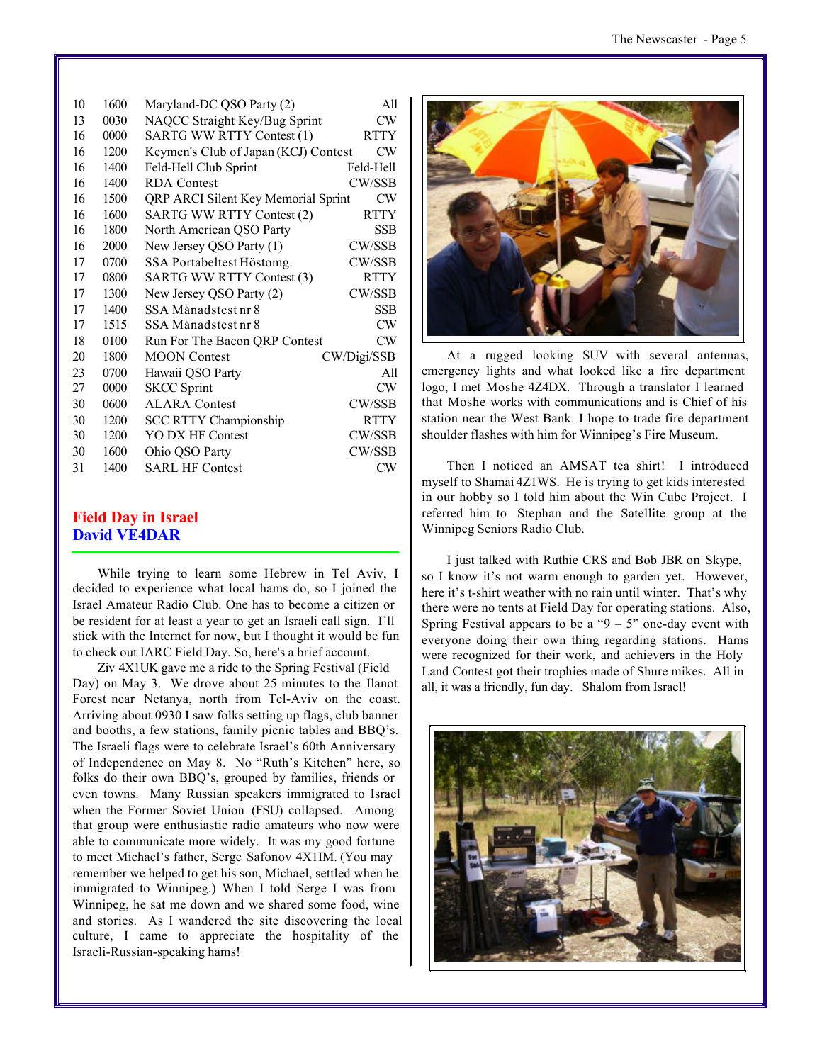| | | | |
|---|---|---|---|
| 10 | 1600 | Maryland-DC QSO Party (2) | All |
| 13 | 0030 | NAQCC Straight Key/Bug Sprint | CW |
| 16 | 0000 | SARTG WW RTTY Contest (1) | RTTY |
| 16 | 1200 | Keymen's Club of Japan (KCJ) Contest | CW |
| 16 | 1400 | Feld-Hell Club Sprint | Feld-Hell |
| 16 | 1400 | RDA Contest | CW/SSB |
| 16 | 1500 | QRP ARCI Silent Key Memorial Sprint | CW |
| 16 | 1600 | SARTG WW RTTY Contest (2) | RTTY |
| 16 | 1800 | North American QSO Party | SSB |
| 16 | 2000 | New Jersey QSO Party (1) | CW/SSB |
| 17 | 0700 | SSA Portabeltest Höstomg. | CW/SSB |
| 17 | 0800 | SARTG WW RTTY Contest (3) | RTTY |
| 17 | 1300 | New Jersey QSO Party (2) | CW/SSB |
| 17 | 1400 | SSA Månadstest nr 8 | SSB |
| 17 | 1515 | SSA Månadstest nr 8 | CW |
| 18 | 0100 | Run For The Bacon QRP Contest | CW |
| 20 | 1800 | MOON Contest | CW/Digi/SSB |
| 23 | 0700 | Hawaii QSO Party | All |
| 27 | 0000 | SKCC Sprint | CW |
| 30 | 0600 | ALARA Contest | CW/SSB |
| 30 | 1200 | SCC RTTY Championship | RTTY |
| 30 | 1200 | YO DX HF Contest | CW/SSB |
| 30 | 1600 | Ohio QSO Party | CW/SSB |
| 31 | 1400 | SARL HF Contest | CW |

## Field Day in Israel
### David VE4DAR

While trying to learn some Hebrew in Tel Aviv, I decided to experience what local hams do, so I joined the Israel Amateur Radio Club. One has to become a citizen or be resident for at least a year to get an Israeli call sign. I'll stick with the Internet for now, but I thought it would be fun to check out IARC Field Day. So, here's a brief account.

Ziv 4X1UK gave me a ride to the Spring Festival (Field Day) on May 3. We drove about 25 minutes to the Ilanot Forest near Netanya, north from Tel-Aviv on the coast. Arriving about 0930 I saw folks setting up flags, club banner and booths, a few stations, family picnic tables and BBQ's. The Israeli flags were to celebrate Israel's 60th Anniversary of Independence on May 8. No "Ruth's Kitchen" here, so folks do their own BBQ's, grouped by families, friends or even towns. Many Russian speakers immigrated to Israel when the Former Soviet Union (FSU) collapsed. Among that group were enthusiastic radio amateurs who now were able to communicate more widely. It was my good fortune to meet Michael's father, Serge Safonov 4X1IM. (You may remember we helped to get his son, Michael, settled when he immigrated to Winnipeg.) When I told Serge I was from Winnipeg, he sat me down and we shared some food, wine and stories. As I wandered the site discovering the local culture, I came to appreciate the hospitality of the Israeli-Russian-speaking hams!

At a rugged looking SUV with several antennas, emergency lights and what looked like a fire department logo, I met Moshe 4Z4DX. Through a translator I learned that Moshe works with communications and is Chief of his station near the West Bank. I hope to trade fire department shoulder flashes with him for Winnipeg's Fire Museum.

Then I noticed an AMSAT tea shirt! I introduced myself to Shamai 4Z1WS. He is trying to get kids interested in our hobby so I told him about the Win Cube Project. I referred him to Stephan and the Satellite group at the Winnipeg Seniors Radio Club.

I just talked with Ruthie CRS and Bob JBR on Skype, so I know it's not warm enough to garden yet. However, here it's t-shirt weather with no rain until winter. That's why there were no tents at Field Day for operating stations. Also, Spring Festival appears to be a "9 – 5" one-day event with everyone doing their own thing regarding stations. Hams were recognized for their work, and achievers in the Holy Land Contest got their trophies made of Shure mikes. All in all, it was a friendly, fun day. Shalom from Israel!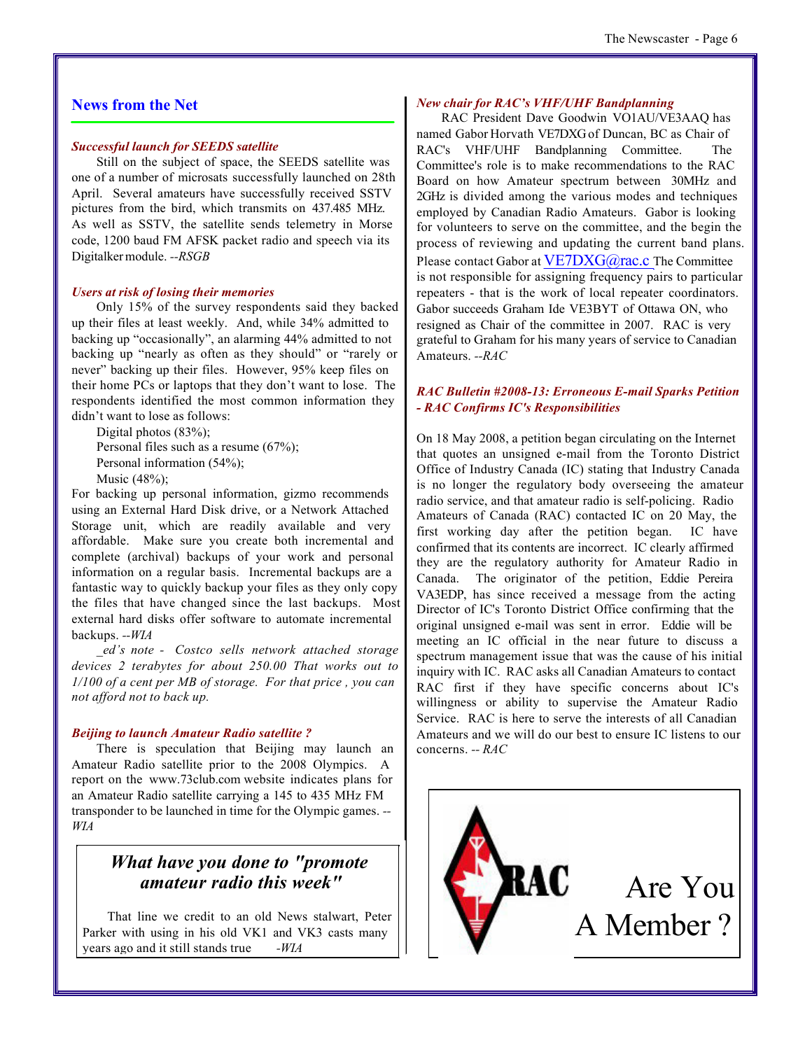## News from the Net

### *Successful launch for SEEDS satellite*

Still on the subject of space, the SEEDS satellite was one of a number of microsats successfully launched on 28th April. Several amateurs have successfully received SSTV pictures from the bird, which transmits on 437.485 MHz. As well as SSTV, the satellite sends telemetry in Morse code, 1200 baud FM AFSK packet radio and speech via its Digitalker module. *--RSGB*

### *Users at risk of losing their memories*

Only 15% of the survey respondents said they backed up their files at least weekly. And, while 34% admitted to backing up "occasionally", an alarming 44% admitted to not backing up "nearly as often as they should" or "rarely or never" backing up their files. However, 95% keep files on their home PCs or laptops that they don't want to lose. The respondents identified the most common information they didn't want to lose as follows:

Digital photos (83%);
Personal files such as a resume (67%);
Personal information (54%);
Music (48%);

For backing up personal information, gizmo recommends using an External Hard Disk drive, or a Network Attached Storage unit, which are readily available and very affordable. Make sure you create both incremental and complete (archival) backups of your work and personal information on a regular basis. Incremental backups are a fantastic way to quickly backup your files as they only copy the files that have changed since the last backups. Most external hard disks offer software to automate incremental backups. *--WIA*

*_ed's note - Costco sells network attached storage devices 2 terabytes for about 250.00 That works out to 1/100 of a cent per MB of storage. For that price , you can not afford not to back up.*

### *Beijing to launch Amateur Radio satellite ?*

There is speculation that Beijing may launch an Amateur Radio satellite prior to the 2008 Olympics. A report on the www.73club.com website indicates plans for an Amateur Radio satellite carrying a 145 to 435 MHz FM transponder to be launched in time for the Olympic games. *--WIA*

> ***What have you done to "promote amateur radio this week"***
>
> That line we credit to an old News stalwart, Peter Parker with using in his old VK1 and VK3 casts many years ago and it still stands true *-WIA*

### *New chair for RAC's VHF/UHF Bandplanning*

RAC President Dave Goodwin VO1AU/VE3AAQ has named Gabor Horvath VE7DXG of Duncan, BC as Chair of RAC's VHF/UHF Bandplanning Committee. The Committee's role is to make recommendations to the RAC Board on how Amateur spectrum between 30MHz and 2GHz is divided among the various modes and techniques employed by Canadian Radio Amateurs. Gabor is looking for volunteers to serve on the committee, and the begin the process of reviewing and updating the current band plans. Please contact Gabor at VE7DXG@rac.c The Committee is not responsible for assigning frequency pairs to particular repeaters - that is the work of local repeater coordinators. Gabor succeeds Graham Ide VE3BYT of Ottawa ON, who resigned as Chair of the committee in 2007. RAC is very grateful to Graham for his many years of service to Canadian Amateurs. *--RAC*

### *RAC Bulletin #2008-13: Erroneous E-mail Sparks Petition - RAC Confirms IC's Responsibilities*

On 18 May 2008, a petition began circulating on the Internet that quotes an unsigned e-mail from the Toronto District Office of Industry Canada (IC) stating that Industry Canada is no longer the regulatory body overseeing the amateur radio service, and that amateur radio is self-policing. Radio Amateurs of Canada (RAC) contacted IC on 20 May, the first working day after the petition began. IC have confirmed that its contents are incorrect. IC clearly affirmed they are the regulatory authority for Amateur Radio in Canada. The originator of the petition, Eddie Pereira VA3EDP, has since received a message from the acting Director of IC's Toronto District Office confirming that the original unsigned e-mail was sent in error. Eddie will be meeting an IC official in the near future to discuss a spectrum management issue that was the cause of his initial inquiry with IC. RAC asks all Canadian Amateurs to contact RAC first if they have specific concerns about IC's willingness or ability to supervise the Amateur Radio Service. RAC is here to serve the interests of all Canadian Amateurs and we will do our best to ensure IC listens to our concerns. *-- RAC*

RAC

Are You A Member ?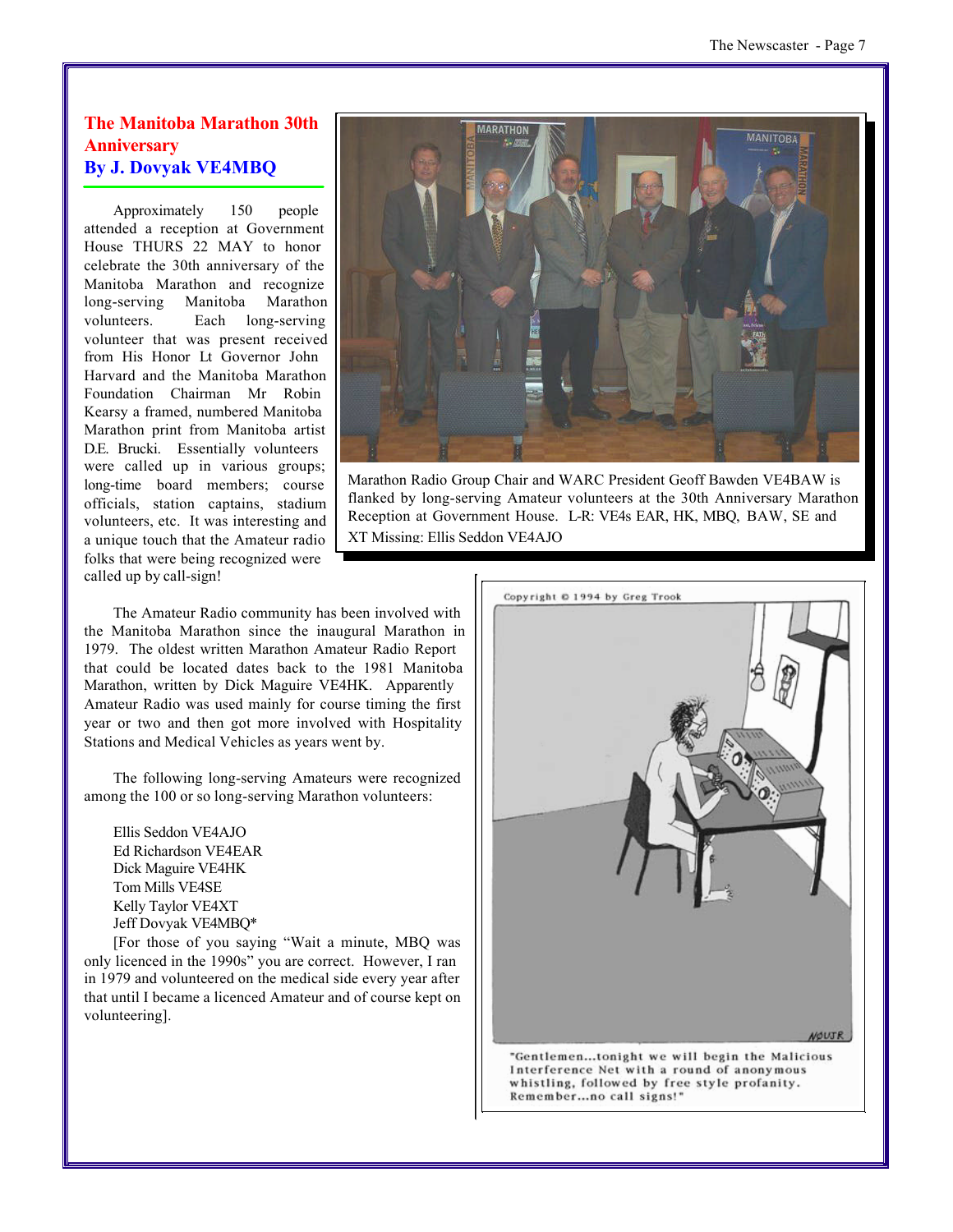## The Manitoba Marathon 30th Anniversary

### By J. Dovyak VE4MBQ

Approximately 150 people attended a reception at Government House THURS 22 MAY to honor celebrate the 30th anniversary of the Manitoba Marathon and recognize long-serving Manitoba Marathon volunteers. Each long-serving volunteer that was present received from His Honor Lt Governor John Harvard and the Manitoba Marathon Foundation Chairman Mr Robin Kearsy a framed, numbered Manitoba Marathon print from Manitoba artist D.E. Brucki. Essentially volunteers were called up in various groups; long-time board members; course officials, station captains, stadium volunteers, etc. It was interesting and a unique touch that the Amateur radio folks that were being recognized were called up by call-sign!

Marathon Radio Group Chair and WARC President Geoff Bawden VE4BAW is flanked by long-serving Amateur volunteers at the 30th Anniversary Marathon Reception at Government House. L-R: VE4s EAR, HK, MBQ, BAW, SE and XT Missing: Ellis Seddon VE4AJO

The Amateur Radio community has been involved with the Manitoba Marathon since the inaugural Marathon in 1979. The oldest written Marathon Amateur Radio Report that could be located dates back to the 1981 Manitoba Marathon, written by Dick Maguire VE4HK. Apparently Amateur Radio was used mainly for course timing the first year or two and then got more involved with Hospitality Stations and Medical Vehicles as years went by.

The following long-serving Amateurs were recognized among the 100 or so long-serving Marathon volunteers:

Ellis Seddon VE4AJO
Ed Richardson VE4EAR
Dick Maguire VE4HK
Tom Mills VE4SE
Kelly Taylor VE4XT
Jeff Dovyak VE4MBQ*

[For those of you saying "Wait a minute, MBQ was only licenced in the 1990s" you are correct. However, I ran in 1979 and volunteered on the medical side every year after that until I became a licenced Amateur and of course kept on volunteering].

"Gentlemen...tonight we will begin the Malicious Interference Net with a round of anonymous whistling, followed by free style profanity. Remember...no call signs!"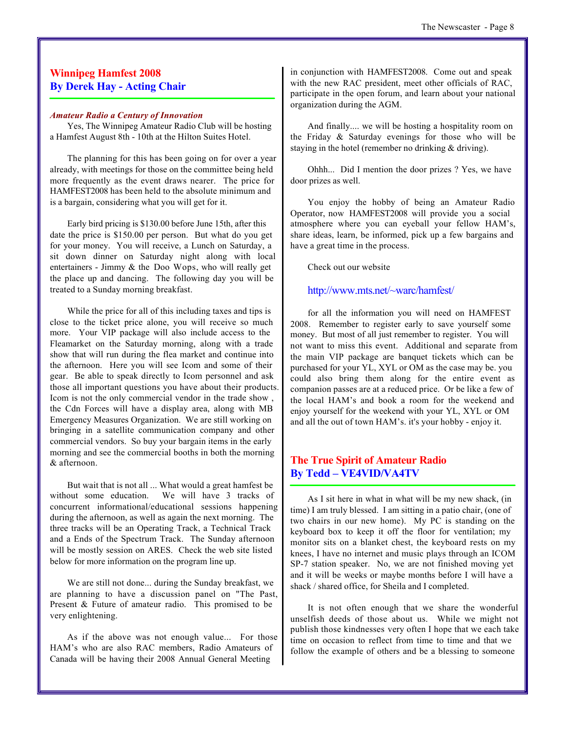## Winnipeg Hamfest 2008
## By Derek Hay - Acting Chair

***Amateur Radio a Century of Innovation***

Yes, The Winnipeg Amateur Radio Club will be hosting a Hamfest August 8th - 10th at the Hilton Suites Hotel.

The planning for this has been going on for over a year already, with meetings for those on the committee being held more frequently as the event draws nearer. The price for HAMFEST2008 has been held to the absolute minimum and is a bargain, considering what you will get for it.

Early bird pricing is $130.00 before June 15th, after this date the price is $150.00 per person. But what do you get for your money. You will receive, a Lunch on Saturday, a sit down dinner on Saturday night along with local entertainers - Jimmy & the Doo Wops, who will really get the place up and dancing. The following day you will be treated to a Sunday morning breakfast.

While the price for all of this including taxes and tips is close to the ticket price alone, you will receive so much more. Your VIP package will also include access to the Fleamarket on the Saturday morning, along with a trade show that will run during the flea market and continue into the afternoon. Here you will see Icom and some of their gear. Be able to speak directly to Icom personnel and ask those all important questions you have about their products. Icom is not the only commercial vendor in the trade show , the Cdn Forces will have a display area, along with MB Emergency Measures Organization. We are still working on bringing in a satellite communication company and other commercial vendors. So buy your bargain items in the early morning and see the commercial booths in both the morning & afternoon.

But wait that is not all ... What would a great hamfest be without some education. We will have 3 tracks of concurrent informational/educational sessions happening during the afternoon, as well as again the next morning. The three tracks will be an Operating Track, a Technical Track and a Ends of the Spectrum Track. The Sunday afternoon will be mostly session on ARES. Check the web site listed below for more information on the program line up.

We are still not done... during the Sunday breakfast, we are planning to have a discussion panel on "The Past, Present & Future of amateur radio. This promised to be very enlightening.

As if the above was not enough value... For those HAM's who are also RAC members, Radio Amateurs of Canada will be having their 2008 Annual General Meeting in conjunction with HAMFEST2008. Come out and speak with the new RAC president, meet other officials of RAC, participate in the open forum, and learn about your national organization during the AGM.

And finally.... we will be hosting a hospitality room on the Friday & Saturday evenings for those who will be staying in the hotel (remember no drinking & driving).

Ohhh... Did I mention the door prizes ? Yes, we have door prizes as well.

You enjoy the hobby of being an Amateur Radio Operator, now HAMFEST2008 will provide you a social atmosphere where you can eyeball your fellow HAM's, share ideas, learn, be informed, pick up a few bargains and have a great time in the process.

Check out our website

http://www.mts.net/~warc/hamfest/

for all the information you will need on HAMFEST 2008. Remember to register early to save yourself some money. But most of all just remember to register. You will not want to miss this event. Additional and separate from the main VIP package are banquet tickets which can be purchased for your YL, XYL or OM as the case may be. you could also bring them along for the entire event as companion passes are at a reduced price. Or be like a few of the local HAM's and book a room for the weekend and enjoy yourself for the weekend with your YL, XYL or OM and all the out of town HAM's. it's your hobby - enjoy it.

## The True Spirit of Amateur Radio
## By Tedd – VE4VID/VA4TV

As I sit here in what in what will be my new shack, (in time) I am truly blessed. I am sitting in a patio chair, (one of two chairs in our new home). My PC is standing on the keyboard box to keep it off the floor for ventilation; my monitor sits on a blanket chest, the keyboard rests on my knees, I have no internet and music plays through an ICOM SP-7 station speaker. No, we are not finished moving yet and it will be weeks or maybe months before I will have a shack / shared office, for Sheila and I completed.

It is not often enough that we share the wonderful unselfish deeds of those about us. While we might not publish those kindnesses very often I hope that we each take time on occasion to reflect from time to time and that we follow the example of others and be a blessing to someone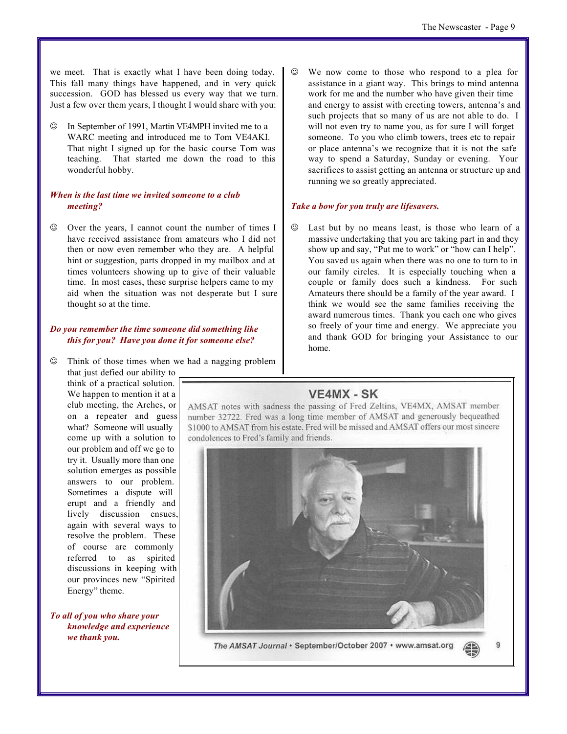we meet. That is exactly what I have been doing today. This fall many things have happened, and in very quick succession. GOD has blessed us every way that we turn. Just a few over them years, I thought I would share with you:

☺ In September of 1991, Martin VE4MPH invited me to a WARC meeting and introduced me to Tom VE4AKI. That night I signed up for the basic course Tom was teaching. That started me down the road to this wonderful hobby.

***When is the last time we invited someone to a club meeting?***

☺ Over the years, I cannot count the number of times I have received assistance from amateurs who I did not then or now even remember who they are. A helpful hint or suggestion, parts dropped in my mailbox and at times volunteers showing up to give of their valuable time. In most cases, these surprise helpers came to my aid when the situation was not desperate but I sure thought so at the time.

***Do you remember the time someone did something like this for you? Have you done it for someone else?***

☺ Think of those times when we had a nagging problem that just defied our ability to think of a practical solution. We happen to mention it at a club meeting, the Arches, or on a repeater and guess what? Someone will usually come up with a solution to our problem and off we go to try it. Usually more than one solution emerges as possible answers to our problem. Sometimes a dispute will erupt and a friendly and lively discussion ensues, again with several ways to resolve the problem. These of course are commonly referred to as spirited discussions in keeping with our provinces new "Spirited Energy" theme.

***To all of you who share your knowledge and experience we thank you.***

☺ We now come to those who respond to a plea for assistance in a giant way. This brings to mind antenna work for me and the number who have given their time and energy to assist with erecting towers, antenna's and such projects that so many of us are not able to do. I will not even try to name you, as for sure I will forget someone. To you who climb towers, trees etc to repair or place antenna's we recognize that it is not the safe way to spend a Saturday, Sunday or evening. Your sacrifices to assist getting an antenna or structure up and running we so greatly appreciated.

***Take a bow for you truly are lifesavers.***

☺ Last but by no means least, is those who learn of a massive undertaking that you are taking part in and they show up and say, "Put me to work" or "how can I help". You saved us again when there was no one to turn to in our family circles. It is especially touching when a couple or family does such a kindness. For such Amateurs there should be a family of the year award. I think we would see the same families receiving the award numerous times. Thank you each one who gives so freely of your time and energy. We appreciate you and thank GOD for bringing your Assistance to our home.

## VE4MX - SK

AMSAT notes with sadness the passing of Fred Zeltins, VE4MX, AMSAT member number 32722. Fred was a long time member of AMSAT and generously bequeathed $1000 to AMSAT from his estate. Fred will be missed and AMSAT offers our most sincere condolences to Fred's family and friends.

*The AMSAT Journal* • September/October 2007 • www.amsat.org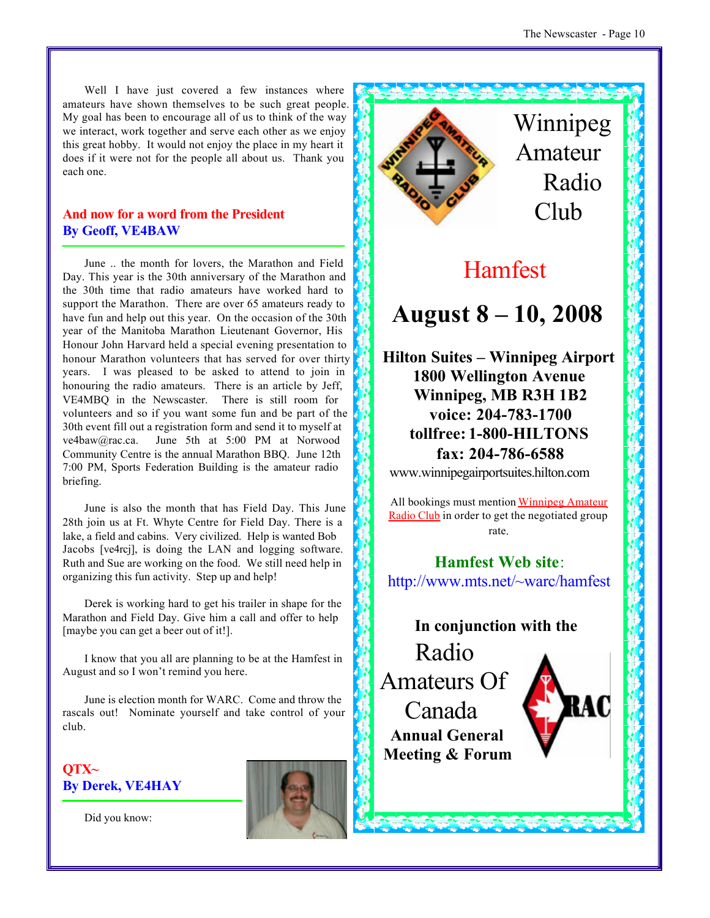Well I have just covered a few instances where amateurs have shown themselves to be such great people. My goal has been to encourage all of us to think of the way we interact, work together and serve each other as we enjoy this great hobby. It would not enjoy the place in my heart it does if it were not for the people all about us. Thank you each one.

## And now for a word from the President
### By Geoff, VE4BAW

June .. the month for lovers, the Marathon and Field Day. This year is the 30th anniversary of the Marathon and the 30th time that radio amateurs have worked hard to support the Marathon. There are over 65 amateurs ready to have fun and help out this year. On the occasion of the 30th year of the Manitoba Marathon Lieutenant Governor, His Honour John Harvard held a special evening presentation to honour Marathon volunteers that has served for over thirty years. I was pleased to be asked to attend to join in honouring the radio amateurs. There is an article by Jeff, VE4MBQ in the Newscaster. There is still room for volunteers and so if you want some fun and be part of the 30th event fill out a registration form and send it to myself at ve4baw@rac.ca. June 5th at 5:00 PM at Norwood Community Centre is the annual Marathon BBQ. June 12th 7:00 PM, Sports Federation Building is the amateur radio briefing.

June is also the month that has Field Day. This June 28th join us at Ft. Whyte Centre for Field Day. There is a lake, a field and cabins. Very civilized. Help is wanted Bob Jacobs [ve4rcj], is doing the LAN and logging software. Ruth and Sue are working on the food. We still need help in organizing this fun activity. Step up and help!

Derek is working hard to get his trailer in shape for the Marathon and Field Day. Give him a call and offer to help [maybe you can get a beer out of it!].

I know that you all are planning to be at the Hamfest in August and so I won't remind you here.

June is election month for WARC. Come and throw the rascals out! Nominate yourself and take control of your club.

## QTX~
### By Derek, VE4HAY

Did you know:

---

# Winnipeg Amateur Radio Club

## Hamfest

## August 8 – 10, 2008

**Hilton Suites – Winnipeg Airport**
**1800 Wellington Avenue**
**Winnipeg, MB R3H 1B2**
**voice: 204-783-1700**
**tollfree: 1-800-HILTONS**
**fax: 204-786-6588**
www.winnipegairportsuites.hilton.com

All bookings must mention Winnipeg Amateur Radio Club in order to get the negotiated group rate.

**Hamfest Web site**:
http://www.mts.net/~warc/hamfest

**In conjunction with the**

Radio Amateurs Of Canada

**Annual General Meeting & Forum**